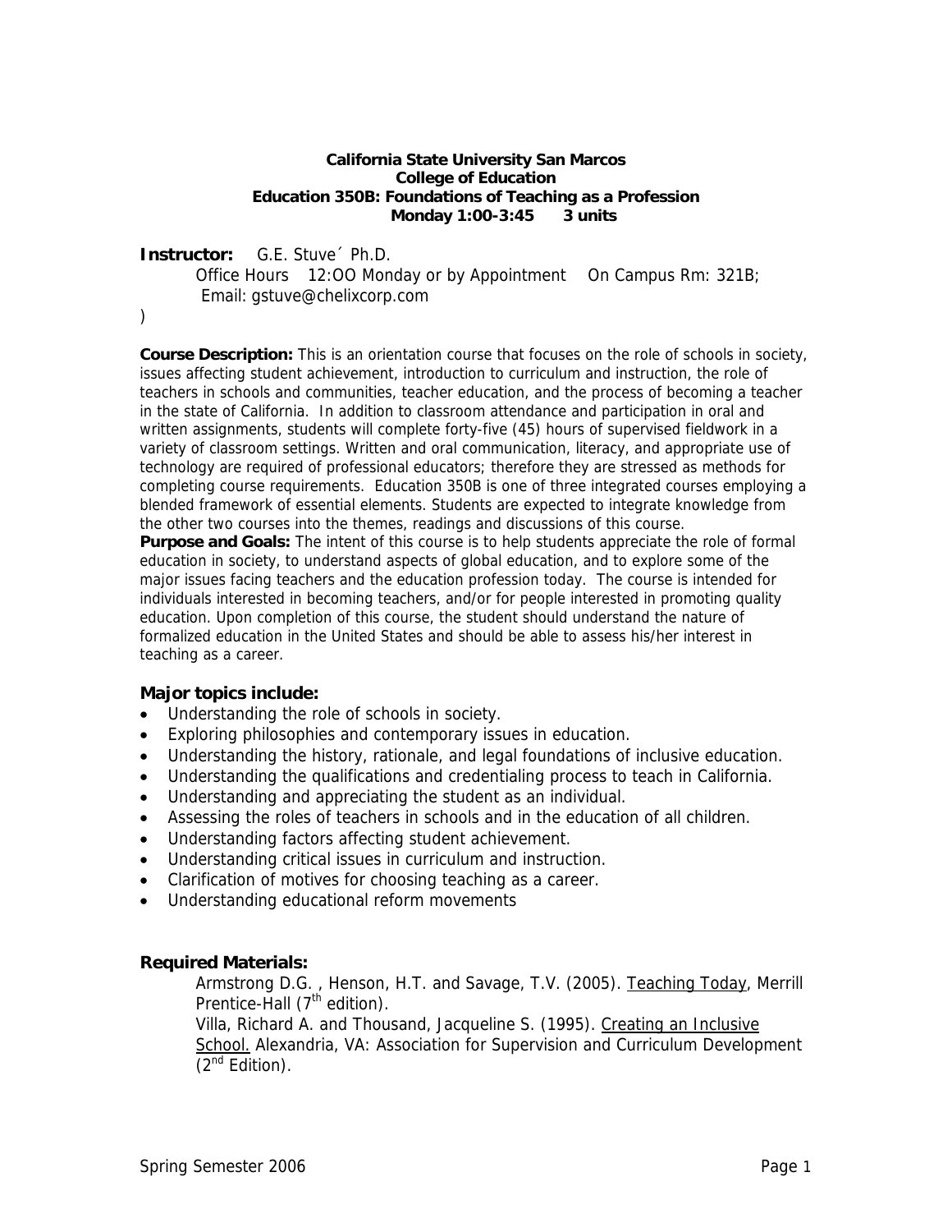**California State University San Marcos**
**College of Education**
**Education 350B: Foundations of Teaching as a Profession**
**Monday 1:00-3:45 3 units**

**Instructor:** G.E. Stuve´ Ph.D.

Office Hours 12:OO Monday or by Appointment On Campus Rm: 321B;
Email: gstuve@chelixcorp.com

)

**Course Description:** This is an orientation course that focuses on the role of schools in society, issues affecting student achievement, introduction to curriculum and instruction, the role of teachers in schools and communities, teacher education, and the process of becoming a teacher in the state of California. In addition to classroom attendance and participation in oral and written assignments, students will complete forty-five (45) hours of supervised fieldwork in a variety of classroom settings. Written and oral communication, literacy, and appropriate use of technology are required of professional educators; therefore they are stressed as methods for completing course requirements. Education 350B is one of three integrated courses employing a blended framework of essential elements. Students are expected to integrate knowledge from the other two courses into the themes, readings and discussions of this course.

**Purpose and Goals:** The intent of this course is to help students appreciate the role of formal education in society, to understand aspects of global education, and to explore some of the major issues facing teachers and the education profession today. The course is intended for individuals interested in becoming teachers, and/or for people interested in promoting quality education. Upon completion of this course, the student should understand the nature of formalized education in the United States and should be able to assess his/her interest in teaching as a career.

### Major topics include:

- Understanding the role of schools in society.
- Exploring philosophies and contemporary issues in education.
- Understanding the history, rationale, and legal foundations of inclusive education.
- Understanding the qualifications and credentialing process to teach in California.
- Understanding and appreciating the student as an individual.
- Assessing the roles of teachers in schools and in the education of all children.
- Understanding factors affecting student achievement.
- Understanding critical issues in curriculum and instruction.
- Clarification of motives for choosing teaching as a career.
- Understanding educational reform movements

### Required Materials:

Armstrong D.G. , Henson, H.T. and Savage, T.V. (2005). Teaching Today, Merrill Prentice-Hall (7th edition).

Villa, Richard A. and Thousand, Jacqueline S. (1995). Creating an Inclusive School. Alexandria, VA: Association for Supervision and Curriculum Development (2nd Edition).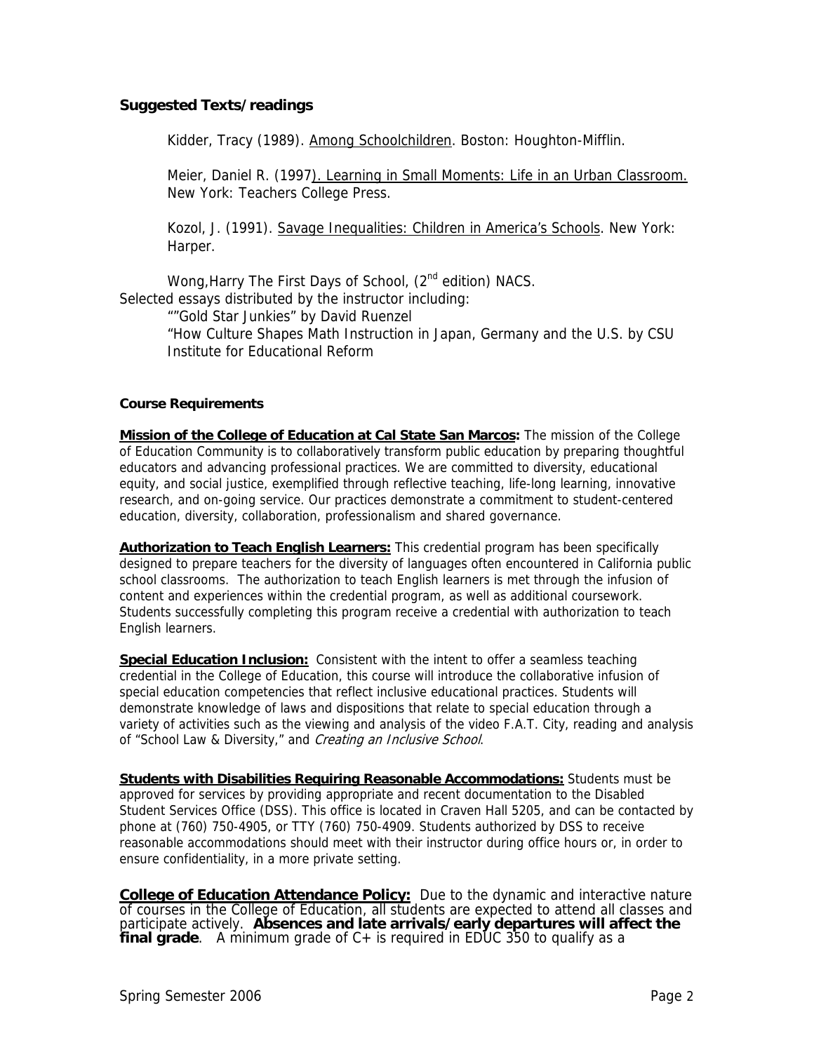### Suggested Texts/readings

Kidder, Tracy (1989). Among Schoolchildren. Boston: Houghton-Mifflin.

Meier, Daniel R. (1997). Learning in Small Moments: Life in an Urban Classroom. New York: Teachers College Press.

Kozol, J. (1991). Savage Inequalities: Children in America's Schools. New York: Harper.

Wong, Harry The First Days of School, (2nd edition) NACS.

Selected essays distributed by the instructor including:

""Gold Star Junkies" by David Ruenzel

"How Culture Shapes Math Instruction in Japan, Germany and the U.S. by CSU Institute for Educational Reform

#### Course Requirements

**Mission of the College of Education at Cal State San Marcos:** The mission of the College of Education Community is to collaboratively transform public education by preparing thoughtful educators and advancing professional practices. We are committed to diversity, educational equity, and social justice, exemplified through reflective teaching, life-long learning, innovative research, and on-going service. Our practices demonstrate a commitment to student-centered education, diversity, collaboration, professionalism and shared governance.

**Authorization to Teach English Learners:** This credential program has been specifically designed to prepare teachers for the diversity of languages often encountered in California public school classrooms. The authorization to teach English learners is met through the infusion of content and experiences within the credential program, as well as additional coursework. Students successfully completing this program receive a credential with authorization to teach English learners.

**Special Education Inclusion:** Consistent with the intent to offer a seamless teaching credential in the College of Education, this course will introduce the collaborative infusion of special education competencies that reflect inclusive educational practices. Students will demonstrate knowledge of laws and dispositions that relate to special education through a variety of activities such as the viewing and analysis of the video F.A.T. City, reading and analysis of "School Law & Diversity," and *Creating an Inclusive School*.

**Students with Disabilities Requiring Reasonable Accommodations:** Students must be approved for services by providing appropriate and recent documentation to the Disabled Student Services Office (DSS). This office is located in Craven Hall 5205, and can be contacted by phone at (760) 750-4905, or TTY (760) 750-4909. Students authorized by DSS to receive reasonable accommodations should meet with their instructor during office hours or, in order to ensure confidentiality, in a more private setting.

**College of Education Attendance Policy:** Due to the dynamic and interactive nature of courses in the College of Education, all students are expected to attend all classes and participate actively. **Absences and late arrivals/early departures will affect the final grade**. A minimum grade of C+ is required in EDUC 350 to qualify as a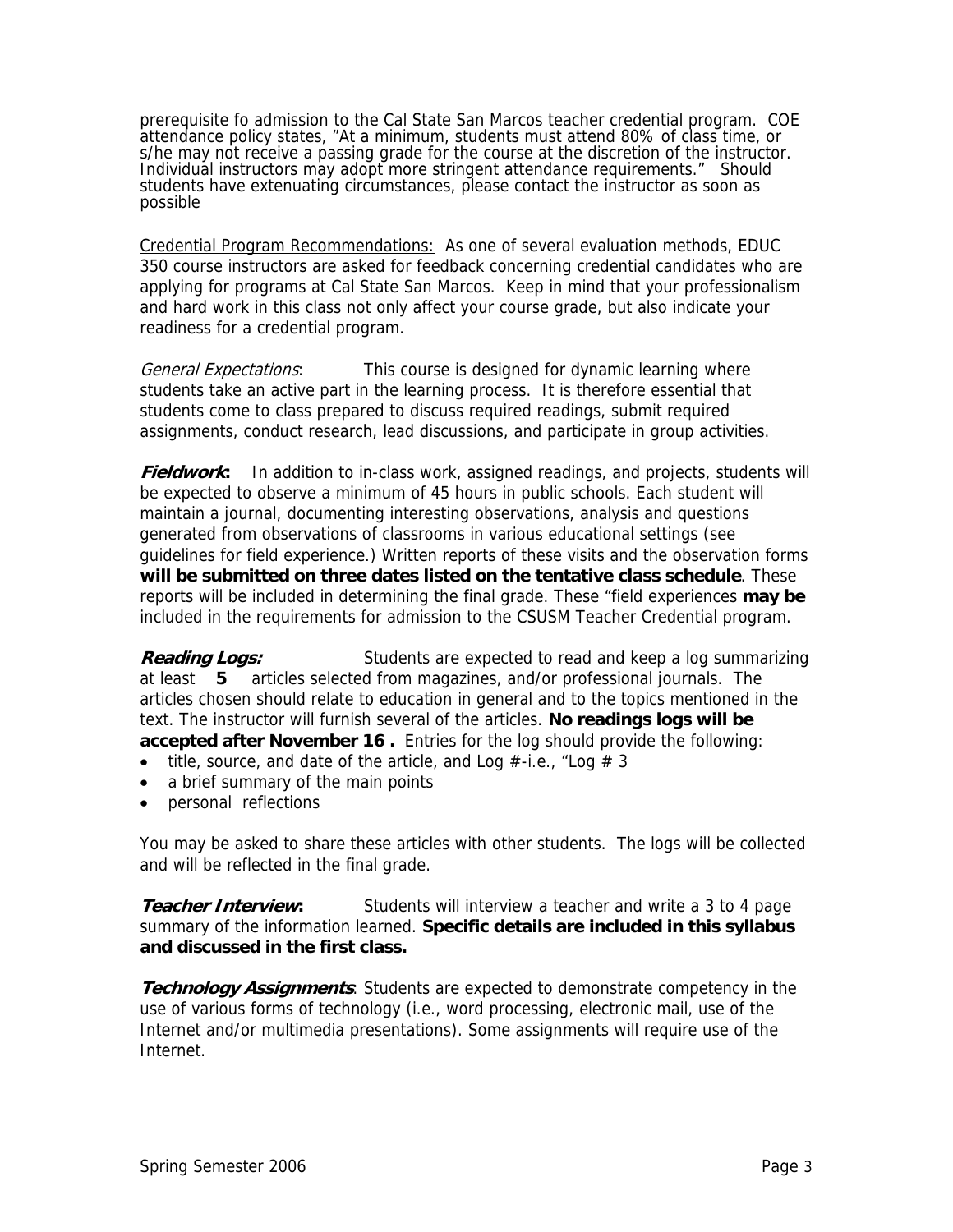prerequisite fo admission to the Cal State San Marcos teacher credential program. COE attendance policy states, "At a minimum, students must attend 80% of class time, or s/he may not receive a passing grade for the course at the discretion of the instructor. Individual instructors may adopt more stringent attendance requirements." Should students have extenuating circumstances, please contact the instructor as soon as possible

<u>Credential Program Recommendations:</u> As one of several evaluation methods, EDUC 350 course instructors are asked for feedback concerning credential candidates who are applying for programs at Cal State San Marcos. Keep in mind that your professionalism and hard work in this class not only affect your course grade, but also indicate your readiness for a credential program.

*General Expectations*: This course is designed for dynamic learning where students take an active part in the learning process. It is therefore essential that students come to class prepared to discuss required readings, submit required assignments, conduct research, lead discussions, and participate in group activities.

***Fieldwork*:** In addition to in-class work, assigned readings, and projects, students will be expected to observe a minimum of 45 hours in public schools. Each student will maintain a journal, documenting interesting observations, analysis and questions generated from observations of classrooms in various educational settings (see guidelines for field experience.) Written reports of these visits and the observation forms **will be submitted on three dates listed on the tentative class schedule**. These reports will be included in determining the final grade. These "field experiences **may be** included in the requirements for admission to the CSUSM Teacher Credential program.

***Reading Logs:*** Students are expected to read and keep a log summarizing at least **5** articles selected from magazines, and/or professional journals. The articles chosen should relate to education in general and to the topics mentioned in the text. The instructor will furnish several of the articles. **No readings logs will be accepted after November 16 .** Entries for the log should provide the following:

- title, source, and date of the article, and Log #-i.e., "Log # 3
- a brief summary of the main points
- personal reflections

You may be asked to share these articles with other students. The logs will be collected and will be reflected in the final grade.

***Teacher Interview*:** Students will interview a teacher and write a 3 to 4 page summary of the information learned. **Specific details are included in this syllabus and discussed in the first class.**

***Technology Assignments***: Students are expected to demonstrate competency in the use of various forms of technology (i.e., word processing, electronic mail, use of the Internet and/or multimedia presentations). Some assignments will require use of the Internet.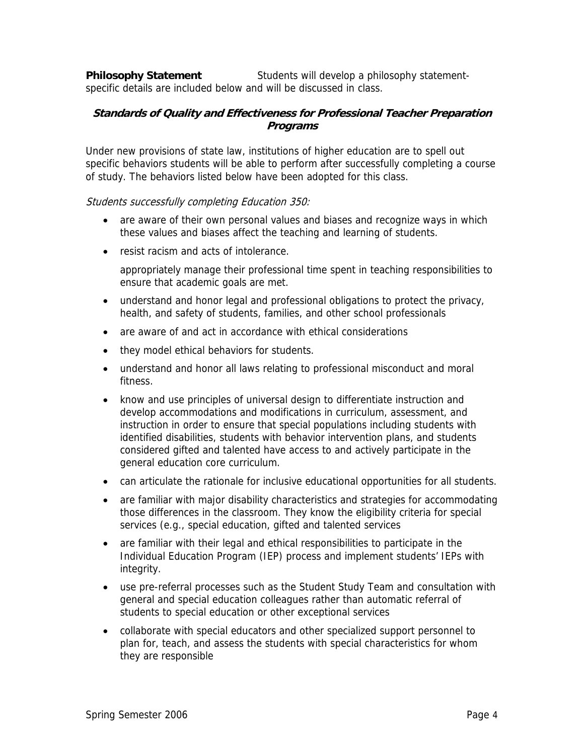**Philosophy Statement** Students will develop a philosophy statement-specific details are included below and will be discussed in class.

### *Standards of Quality and Effectiveness for Professional Teacher Preparation Programs*

Under new provisions of state law, institutions of higher education are to spell out specific behaviors students will be able to perform after successfully completing a course of study. The behaviors listed below have been adopted for this class.

*Students successfully completing Education 350:*

- are aware of their own personal values and biases and recognize ways in which these values and biases affect the teaching and learning of students.
- resist racism and acts of intolerance.

  appropriately manage their professional time spent in teaching responsibilities to ensure that academic goals are met.
- understand and honor legal and professional obligations to protect the privacy, health, and safety of students, families, and other school professionals
- are aware of and act in accordance with ethical considerations
- they model ethical behaviors for students.
- understand and honor all laws relating to professional misconduct and moral fitness.
- know and use principles of universal design to differentiate instruction and develop accommodations and modifications in curriculum, assessment, and instruction in order to ensure that special populations including students with identified disabilities, students with behavior intervention plans, and students considered gifted and talented have access to and actively participate in the general education core curriculum.
- can articulate the rationale for inclusive educational opportunities for all students.
- are familiar with major disability characteristics and strategies for accommodating those differences in the classroom. They know the eligibility criteria for special services (e.g., special education, gifted and talented services
- are familiar with their legal and ethical responsibilities to participate in the Individual Education Program (IEP) process and implement students' IEPs with integrity.
- use pre-referral processes such as the Student Study Team and consultation with general and special education colleagues rather than automatic referral of students to special education or other exceptional services
- collaborate with special educators and other specialized support personnel to plan for, teach, and assess the students with special characteristics for whom they are responsible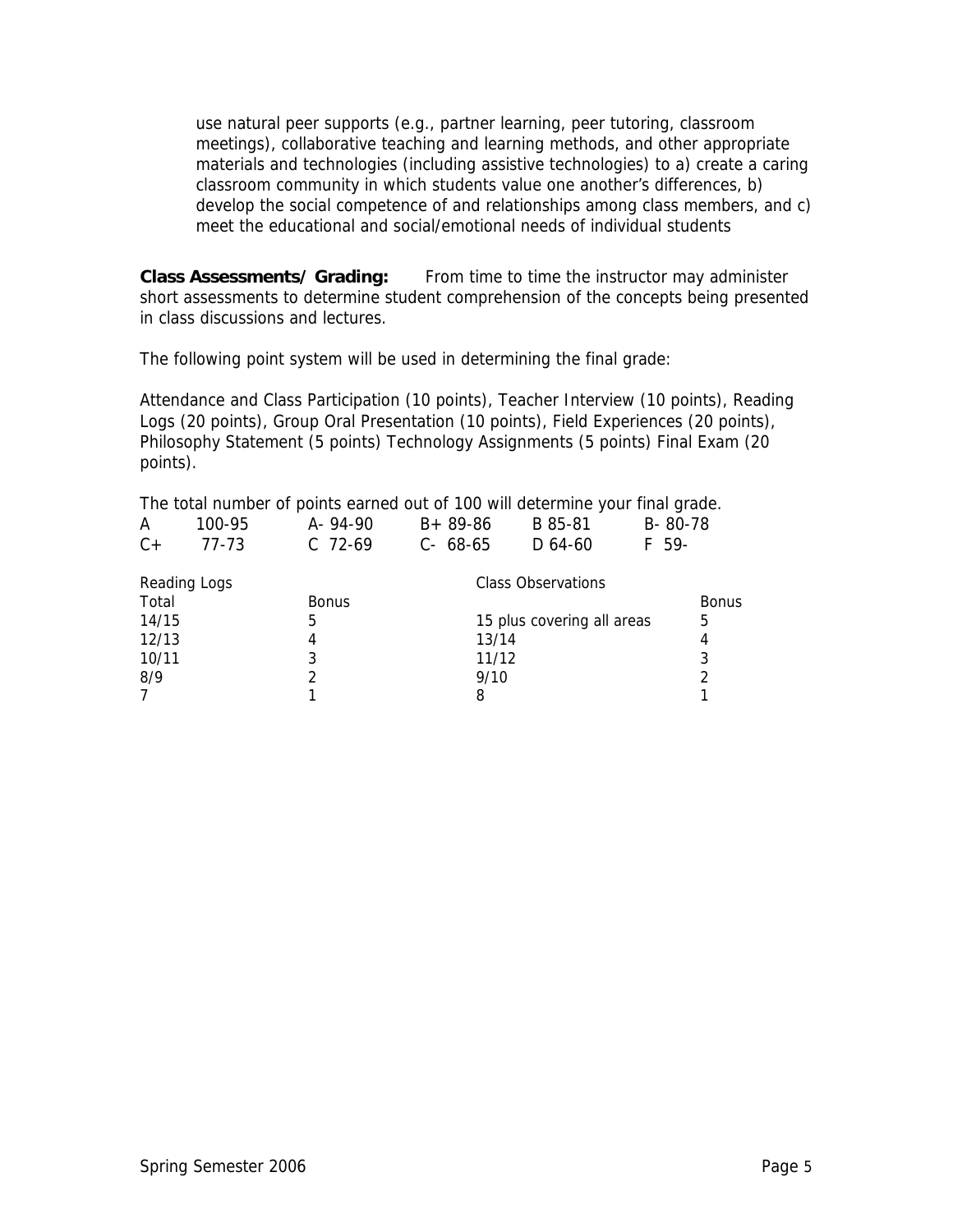use natural peer supports (e.g., partner learning, peer tutoring, classroom meetings), collaborative teaching and learning methods, and other appropriate materials and technologies (including assistive technologies) to a) create a caring classroom community in which students value one another's differences, b) develop the social competence of and relationships among class members, and c) meet the educational and social/emotional needs of individual students

**Class Assessments/ Grading:** From time to time the instructor may administer short assessments to determine student comprehension of the concepts being presented in class discussions and lectures.

The following point system will be used in determining the final grade:

Attendance and Class Participation (10 points), Teacher Interview (10 points), Reading Logs (20 points), Group Oral Presentation (10 points), Field Experiences (20 points), Philosophy Statement (5 points) Technology Assignments (5 points) Final Exam (20 points).

The total number of points earned out of 100 will determine your final grade.

| | | | | | | | | | |
|---|---|---|---|---|---|---|---|---|---|
| A | 100-95 | A- | 94-90 | B+ | 89-86 | B | 85-81 | B- | 80-78 |
| C+ | 77-73 | C | 72-69 | C- | 68-65 | D | 64-60 | F | 59- |

| Reading Logs | | Class Observations | |
|---|---|---|---|
| Total | Bonus | | Bonus |
| 14/15 | 5 | 15 plus covering all areas | 5 |
| 12/13 | 4 | 13/14 | 4 |
| 10/11 | 3 | 11/12 | 3 |
| 8/9 | 2 | 9/10 | 2 |
| 7 | 1 | 8 | 1 |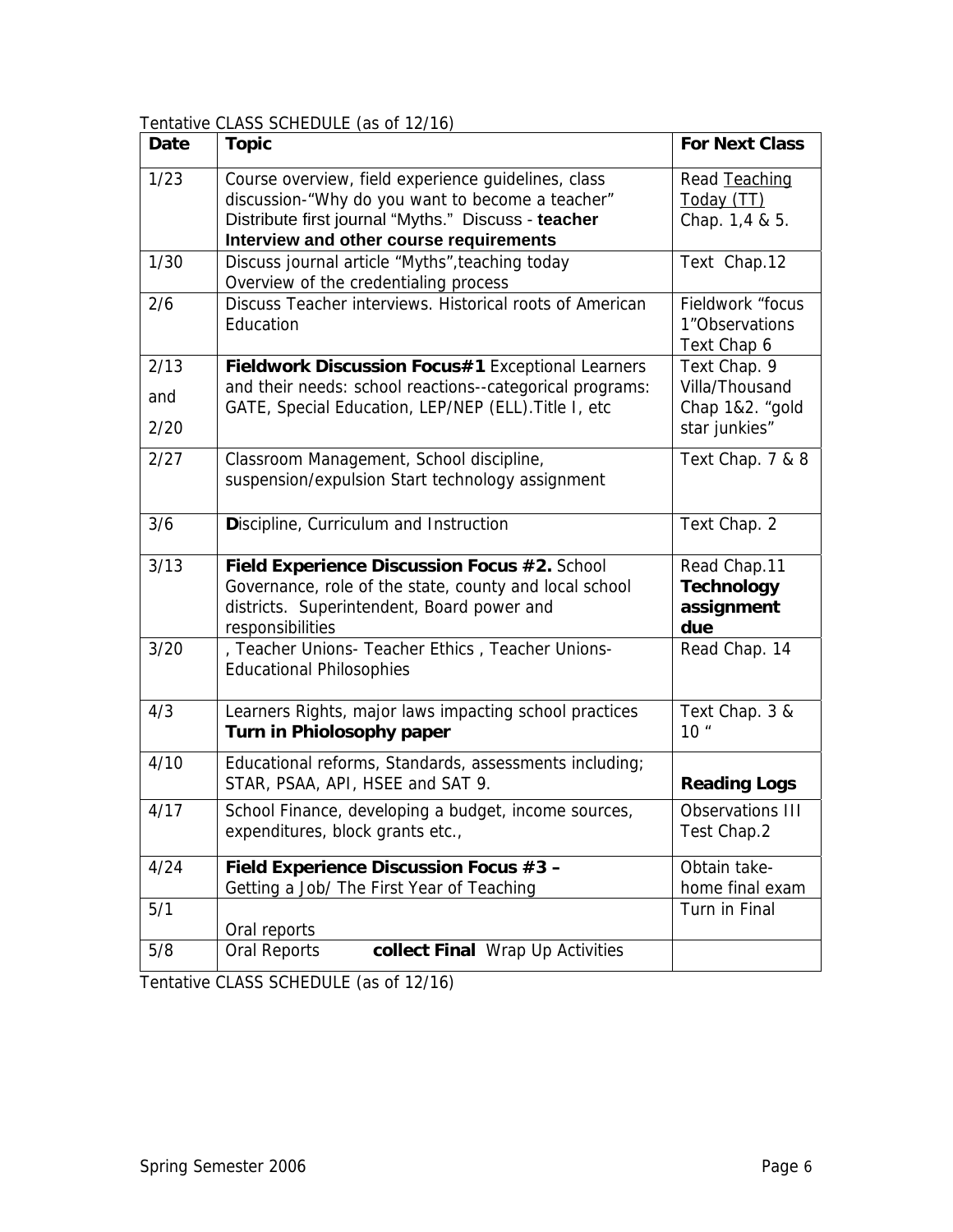Tentative CLASS SCHEDULE (as of 12/16)

| Date | Topic | For Next Class |
|---|---|---|
| 1/23 | Course overview, field experience guidelines, class discussion-"Why do you want to become a teacher" Distribute first journal "Myths." Discuss - **teacher Interview and other course requirements** | Read Teaching Today (TT) Chap. 1,4 & 5. |
| 1/30 | Discuss journal article "Myths",teaching today Overview of the credentialing process | Text Chap.12 |
| 2/6 | Discuss Teacher interviews. Historical roots of American Education | Fieldwork "focus 1"Observations Text Chap 6 |
| 2/13 and 2/20 | **Fieldwork Discussion Focus#1** Exceptional Learners and their needs: school reactions--categorical programs: GATE, Special Education, LEP/NEP (ELL).Title I, etc | Text Chap. 9 Villa/Thousand Chap 1&2. "gold star junkies" |
| 2/27 | Classroom Management, School discipline, suspension/expulsion Start technology assignment | Text Chap. 7 & 8 |
| 3/6 | **D**iscipline, Curriculum and Instruction | Text Chap. 2 |
| 3/13 | **Field Experience Discussion Focus #2.** School Governance, role of the state, county and local school districts. Superintendent, Board power and responsibilities | Read Chap.11 **Technology assignment due** |
| 3/20 | , Teacher Unions- Teacher Ethics , Teacher Unions-Educational Philosophies | Read Chap. 14 |
| 4/3 | Learners Rights, major laws impacting school practices **Turn in Phiolosophy paper** | Text Chap. 3 & 10 " |
| 4/10 | Educational reforms, Standards, assessments including; STAR, PSAA, API, HSEE and SAT 9. | **Reading Logs** |
| 4/17 | School Finance, developing a budget, income sources, expenditures, block grants etc., | Observations III Test Chap.2 |
| 4/24 | **Field Experience Discussion Focus #3 –** Getting a Job/ The First Year of Teaching | Obtain take-home final exam |
| 5/1 | Oral reports | Turn in Final |
| 5/8 | Oral Reports **collect Final** Wrap Up Activities | |

Tentative CLASS SCHEDULE (as of 12/16)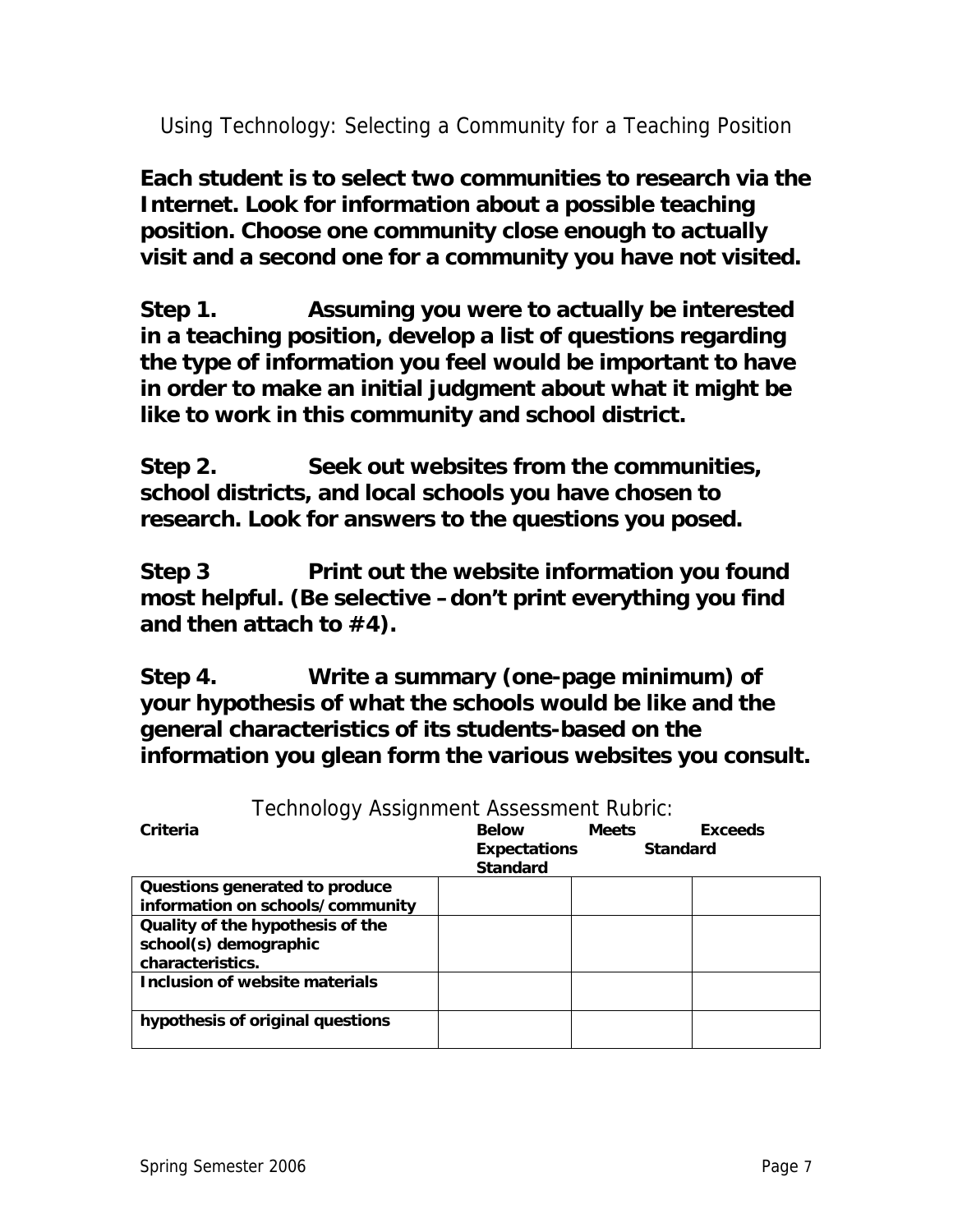# Using Technology: Selecting a Community for a Teaching Position

**Each student is to select two communities to research via the Internet. Look for information about a possible teaching position. Choose one community close enough to actually visit and a second one for a community you have not visited.**

**Step 1.** **Assuming you were to actually be interested in a teaching position, develop a list of questions regarding the type of information you feel would be important to have in order to make an initial judgment about what it might be like to work in this community and school district.**

**Step 2.** **Seek out websites from the communities, school districts, and local schools you have chosen to research. Look for answers to the questions you posed.**

**Step 3** **Print out the website information you found most helpful. (Be selective –don't print everything you find and then attach to #4).**

**Step 4.** **Write a summary (one-page minimum) of your hypothesis of what the schools would be like and the general characteristics of its students-based on the information you glean form the various websites you consult.**

## Technology Assignment Assessment Rubric:

| Criteria | Below Expectations Standard | Meets Standard | Exceeds |
|---|---|---|---|
| Questions generated to produce information on schools/community | | | |
| Quality of the hypothesis of the school(s) demographic characteristics. | | | |
| Inclusion of website materials | | | |
| hypothesis of original questions | | | |

Spring Semester 2006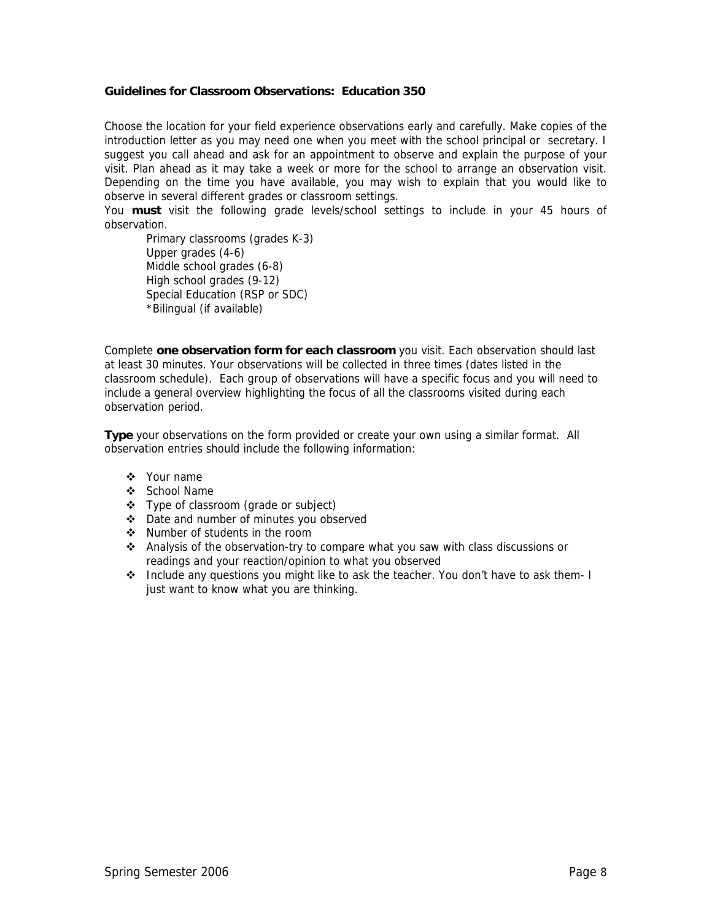**Guidelines for Classroom Observations: Education 350**

Choose the location for your field experience observations early and carefully. Make copies of the introduction letter as you may need one when you meet with the school principal or secretary. I suggest you call ahead and ask for an appointment to observe and explain the purpose of your visit. Plan ahead as it may take a week or more for the school to arrange an observation visit. Depending on the time you have available, you may wish to explain that you would like to observe in several different grades or classroom settings.

You **must** visit the following grade levels/school settings to include in your 45 hours of observation.

- Primary classrooms (grades K-3)
- Upper grades (4-6)
- Middle school grades (6-8)
- High school grades (9-12)
- Special Education (RSP or SDC)
- *Bilingual (if available)

Complete **one observation form for each classroom** you visit. Each observation should last at least 30 minutes. Your observations will be collected in three times (dates listed in the classroom schedule). Each group of observations will have a specific focus and you will need to include a general overview highlighting the focus of all the classrooms visited during each observation period.

**Type** your observations on the form provided or create your own using a similar format. All observation entries should include the following information:

- Your name
- School Name
- Type of classroom (grade or subject)
- Date and number of minutes you observed
- Number of students in the room
- Analysis of the observation-try to compare what you saw with class discussions or readings and your reaction/opinion to what you observed
- Include any questions you might like to ask the teacher. You don't have to ask them- I just want to know what you are thinking.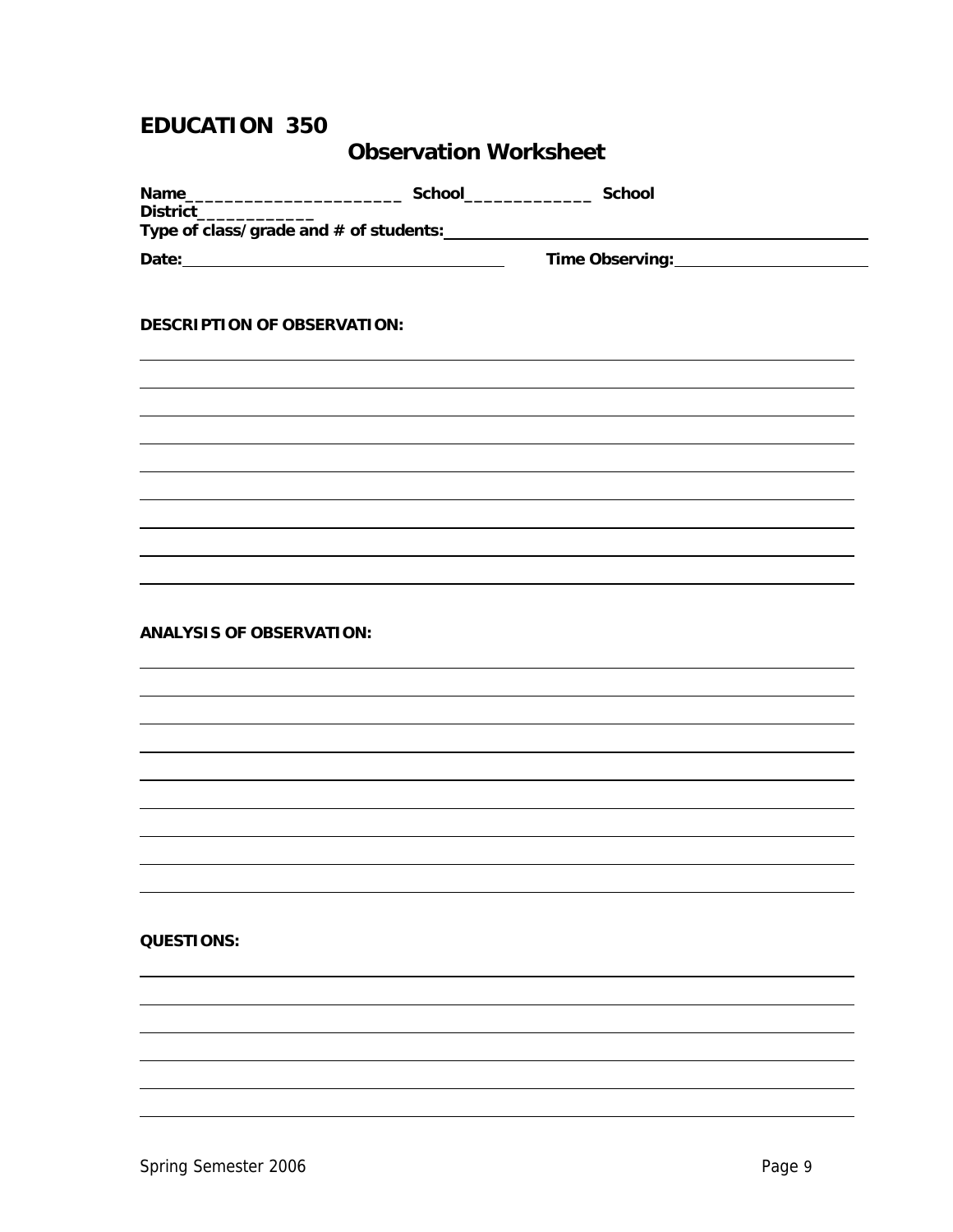# EDUCATION 350

## Observation Worksheet

**Name**______________________ **School**_____________ **School District**___________

**Type of class/grade and # of students:**

**Date:** **Time Observing:**

**DESCRIPTION OF OBSERVATION:**

**ANALYSIS OF OBSERVATION:**

**QUESTIONS:**

Spring Semester 2006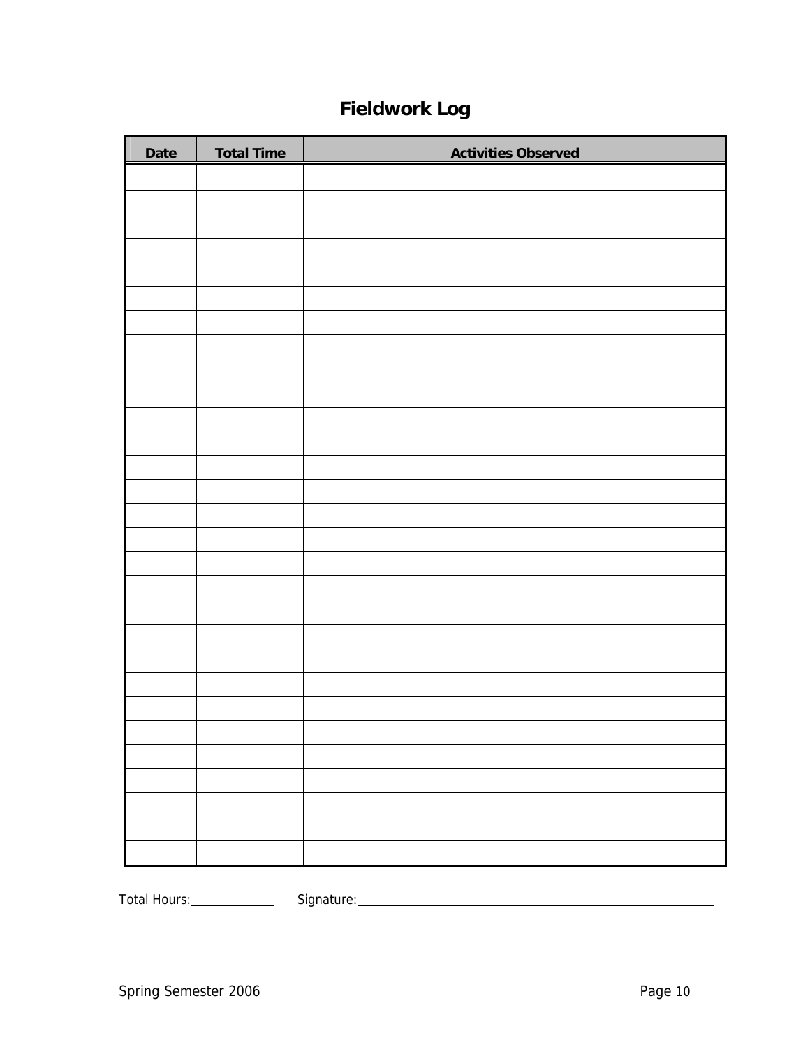# Fieldwork Log

| Date | Total Time | Activities Observed |
|---|---|---|
| | | |
| | | |
| | | |
| | | |
| | | |
| | | |
| | | |
| | | |
| | | |
| | | |
| | | |
| | | |
| | | |
| | | |
| | | |
| | | |
| | | |
| | | |
| | | |
| | | |
| | | |
| | | |
| | | |
| | | |
| | | |
| | | |
| | | |
| | | |
| | | |

Total Hours:\_\_\_\_\_\_\_\_\_\_ Signature:\_\_\_\_\_\_\_\_\_\_\_\_\_\_\_\_\_\_\_\_\_\_\_\_\_\_\_\_\_\_\_\_\_\_\_\_\_\_\_\_

Spring Semester 2006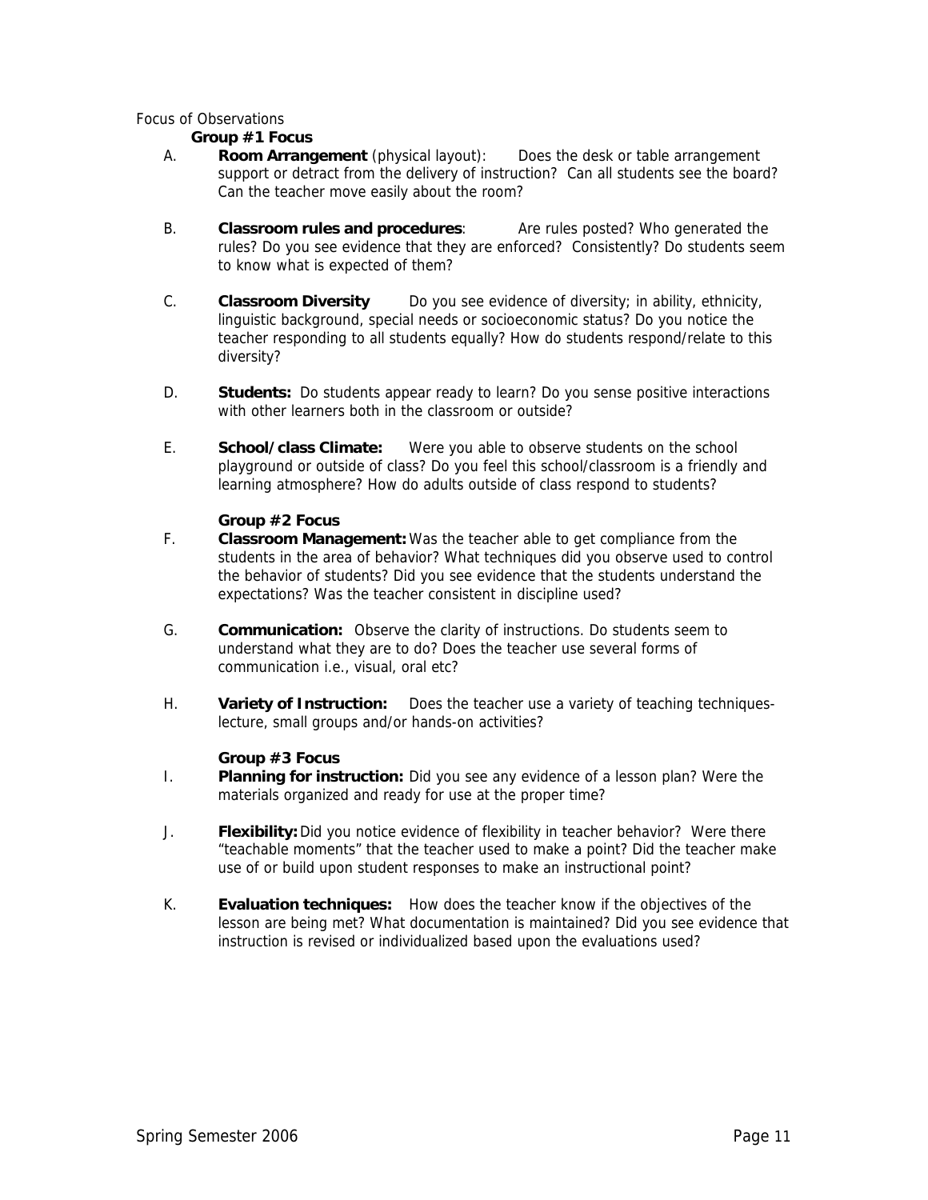Focus of Observations

**Group #1 Focus**

A. **Room Arrangement** (physical layout): Does the desk or table arrangement support or detract from the delivery of instruction? Can all students see the board? Can the teacher move easily about the room?

B. **Classroom rules and procedures**: Are rules posted? Who generated the rules? Do you see evidence that they are enforced? Consistently? Do students seem to know what is expected of them?

C. **Classroom Diversity** Do you see evidence of diversity; in ability, ethnicity, linguistic background, special needs or socioeconomic status? Do you notice the teacher responding to all students equally? How do students respond/relate to this diversity?

D. **Students:** Do students appear ready to learn? Do you sense positive interactions with other learners both in the classroom or outside?

E. **School/class Climate:** Were you able to observe students on the school playground or outside of class? Do you feel this school/classroom is a friendly and learning atmosphere? How do adults outside of class respond to students?

**Group #2 Focus**

F. **Classroom Management:** Was the teacher able to get compliance from the students in the area of behavior? What techniques did you observe used to control the behavior of students? Did you see evidence that the students understand the expectations? Was the teacher consistent in discipline used?

G. **Communication:** Observe the clarity of instructions. Do students seem to understand what they are to do? Does the teacher use several forms of communication i.e., visual, oral etc?

H. **Variety of Instruction:** Does the teacher use a variety of teaching techniques- lecture, small groups and/or hands-on activities?

**Group #3 Focus**

I. **Planning for instruction:** Did you see any evidence of a lesson plan? Were the materials organized and ready for use at the proper time?

J. **Flexibility:** Did you notice evidence of flexibility in teacher behavior? Were there "teachable moments" that the teacher used to make a point? Did the teacher make use of or build upon student responses to make an instructional point?

K. **Evaluation techniques:** How does the teacher know if the objectives of the lesson are being met? What documentation is maintained? Did you see evidence that instruction is revised or individualized based upon the evaluations used?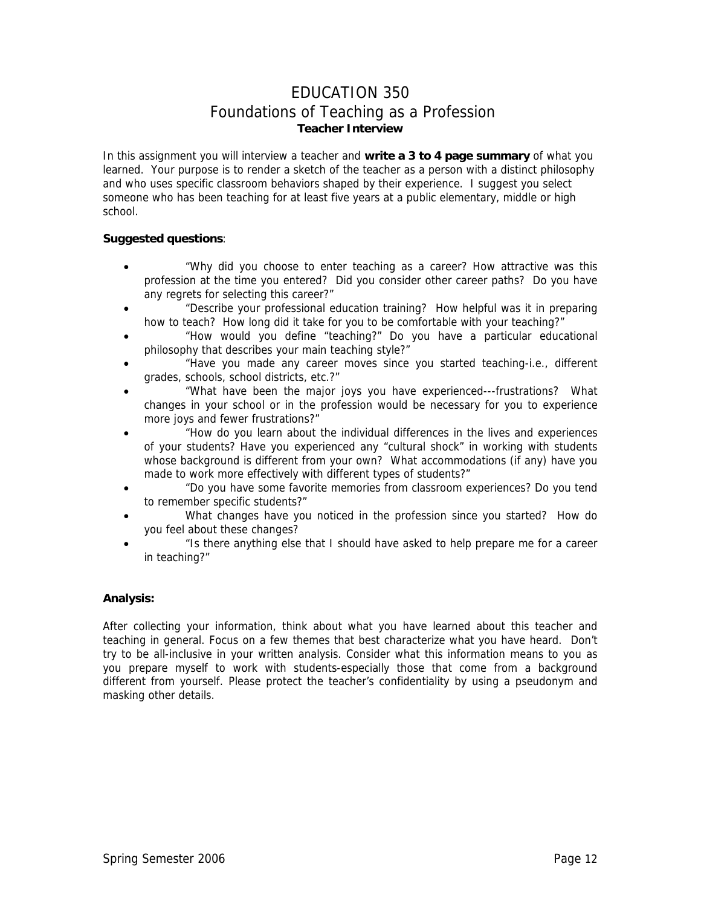# EDUCATION 350
## Foundations of Teaching as a Profession
### Teacher Interview

In this assignment you will interview a teacher and **write a 3 to 4 page summary** of what you learned. Your purpose is to render a sketch of the teacher as a person with a distinct philosophy and who uses specific classroom behaviors shaped by their experience. I suggest you select someone who has been teaching for at least five years at a public elementary, middle or high school.

**Suggested questions**:

- "Why did you choose to enter teaching as a career? How attractive was this profession at the time you entered? Did you consider other career paths? Do you have any regrets for selecting this career?"
- "Describe your professional education training? How helpful was it in preparing how to teach? How long did it take for you to be comfortable with your teaching?"
- "How would you define "teaching?" Do you have a particular educational philosophy that describes your main teaching style?"
- "Have you made any career moves since you started teaching-i.e., different grades, schools, school districts, etc.?"
- "What have been the major joys you have experienced---frustrations? What changes in your school or in the profession would be necessary for you to experience more joys and fewer frustrations?"
- "How do you learn about the individual differences in the lives and experiences of your students? Have you experienced any "cultural shock" in working with students whose background is different from your own? What accommodations (if any) have you made to work more effectively with different types of students?"
- "Do you have some favorite memories from classroom experiences? Do you tend to remember specific students?"
- What changes have you noticed in the profession since you started? How do you feel about these changes?
- "Is there anything else that I should have asked to help prepare me for a career in teaching?"

**Analysis:**

After collecting your information, think about what you have learned about this teacher and teaching in general. Focus on a few themes that best characterize what you have heard. Don't try to be all-inclusive in your written analysis. Consider what this information means to you as you prepare myself to work with students-especially those that come from a background different from yourself. Please protect the teacher's confidentiality by using a pseudonym and masking other details.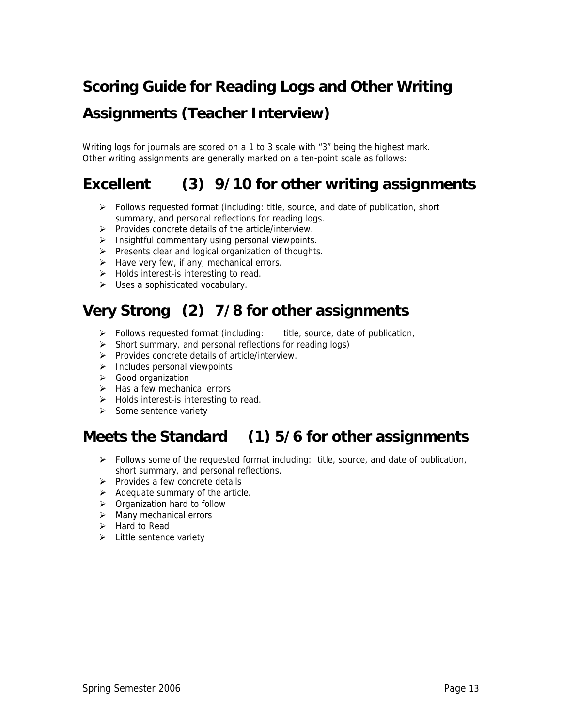# Scoring Guide for Reading Logs and Other Writing Assignments (Teacher Interview)

Writing logs for journals are scored on a 1 to 3 scale with "3" being the highest mark.
Other writing assignments are generally marked on a ten-point scale as follows:

## Excellent (3) 9/10 for other writing assignments

- Follows requested format (including: title, source, and date of publication, short summary, and personal reflections for reading logs.
- Provides concrete details of the article/interview.
- Insightful commentary using personal viewpoints.
- Presents clear and logical organization of thoughts.
- Have very few, if any, mechanical errors.
- Holds interest-is interesting to read.
- Uses a sophisticated vocabulary.

## Very Strong (2) 7/8 for other assignments

- Follows requested format (including: title, source, date of publication,
- Short summary, and personal reflections for reading logs)
- Provides concrete details of article/interview.
- Includes personal viewpoints
- Good organization
- Has a few mechanical errors
- Holds interest-is interesting to read.
- Some sentence variety

## Meets the Standard (1) 5/6 for other assignments

- Follows some of the requested format including: title, source, and date of publication, short summary, and personal reflections.
- Provides a few concrete details
- Adequate summary of the article.
- Organization hard to follow
- Many mechanical errors
- Hard to Read
- Little sentence variety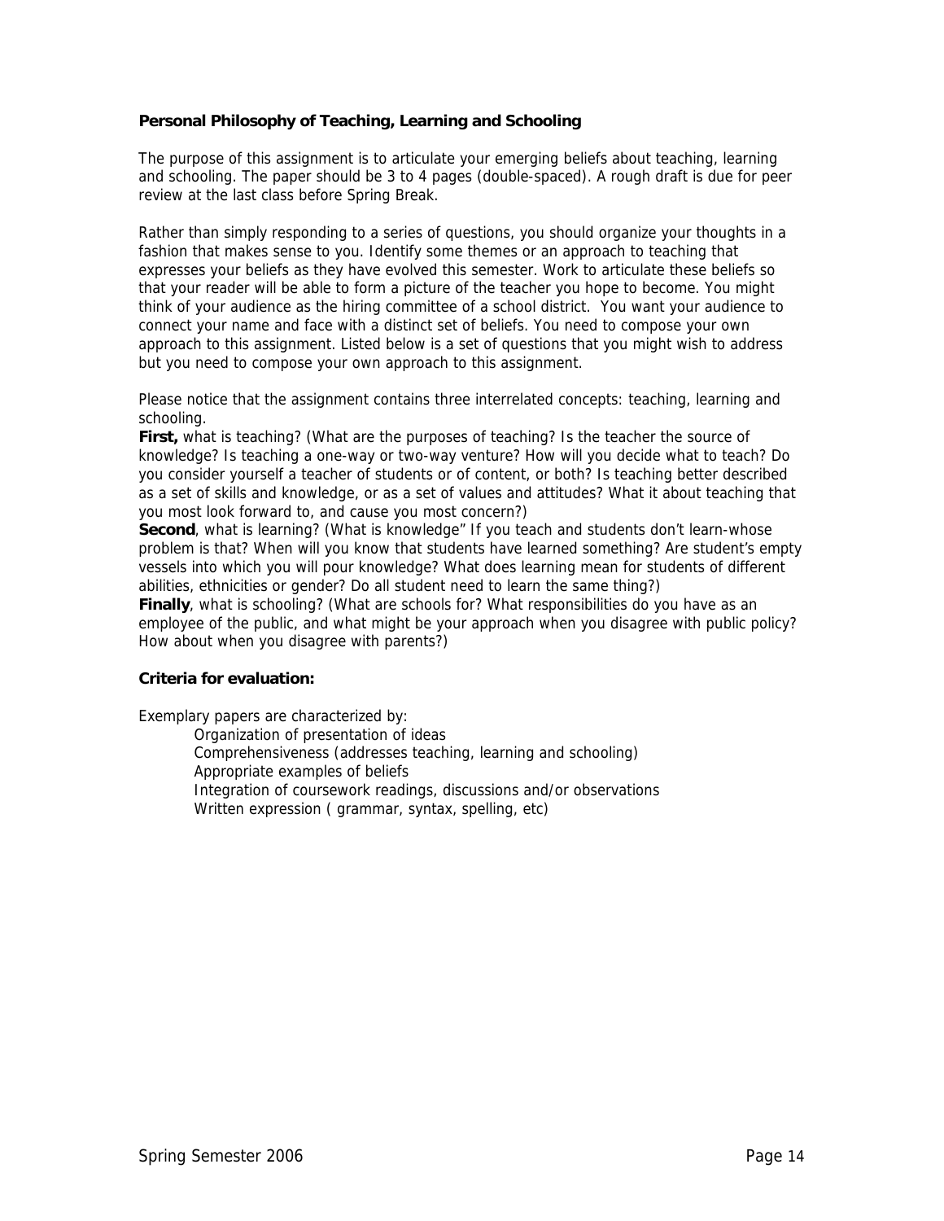**Personal Philosophy of Teaching, Learning and Schooling**

The purpose of this assignment is to articulate your emerging beliefs about teaching, learning and schooling. The paper should be 3 to 4 pages (double-spaced). A rough draft is due for peer review at the last class before Spring Break.

Rather than simply responding to a series of questions, you should organize your thoughts in a fashion that makes sense to you. Identify some themes or an approach to teaching that expresses your beliefs as they have evolved this semester. Work to articulate these beliefs so that your reader will be able to form a picture of the teacher you hope to become. You might think of your audience as the hiring committee of a school district. You want your audience to connect your name and face with a distinct set of beliefs. You need to compose your own approach to this assignment. Listed below is a set of questions that you might wish to address but you need to compose your own approach to this assignment.

Please notice that the assignment contains three interrelated concepts: teaching, learning and schooling.

**First,** what is teaching? (What are the purposes of teaching? Is the teacher the source of knowledge? Is teaching a one-way or two-way venture? How will you decide what to teach? Do you consider yourself a teacher of students or of content, or both? Is teaching better described as a set of skills and knowledge, or as a set of values and attitudes? What it about teaching that you most look forward to, and cause you most concern?)

**Second**, what is learning? (What is knowledge" If you teach and students don't learn-whose problem is that? When will you know that students have learned something? Are student's empty vessels into which you will pour knowledge? What does learning mean for students of different abilities, ethnicities or gender? Do all student need to learn the same thing?)

**Finally**, what is schooling? (What are schools for? What responsibilities do you have as an employee of the public, and what might be your approach when you disagree with public policy? How about when you disagree with parents?)

**Criteria for evaluation:**

Exemplary papers are characterized by:

- Organization of presentation of ideas
- Comprehensiveness (addresses teaching, learning and schooling)
- Appropriate examples of beliefs
- Integration of coursework readings, discussions and/or observations
- Written expression ( grammar, syntax, spelling, etc)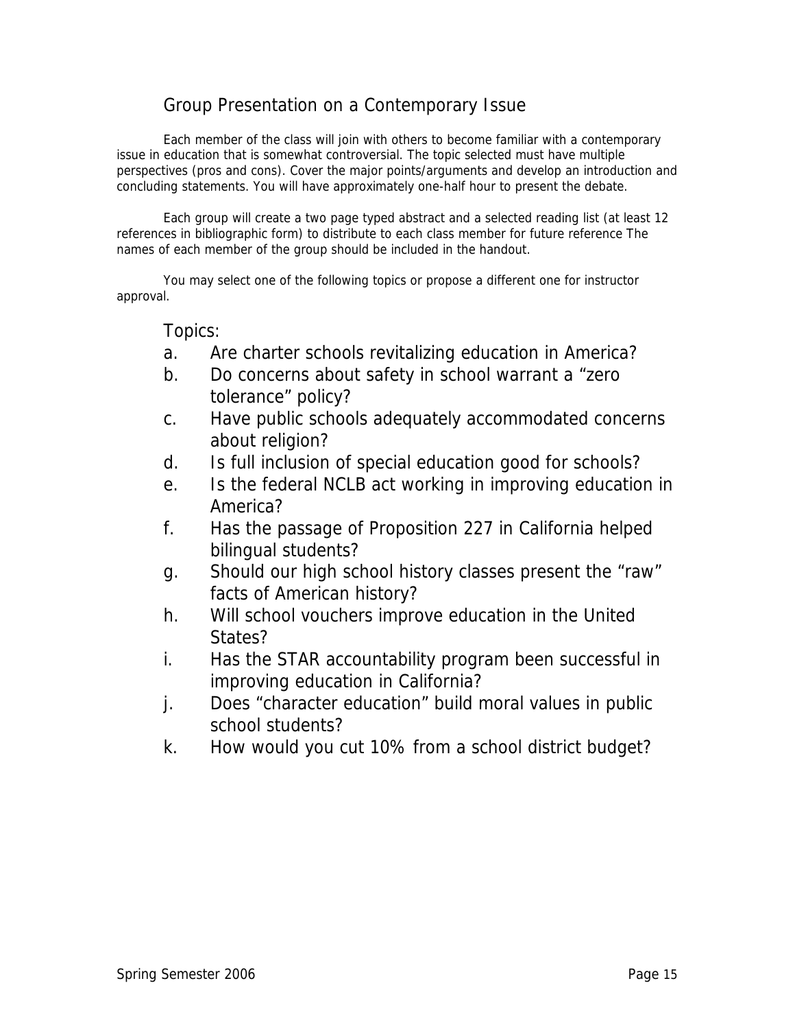## Group Presentation on a Contemporary Issue

Each member of the class will join with others to become familiar with a contemporary issue in education that is somewhat controversial. The topic selected must have multiple perspectives (pros and cons). Cover the major points/arguments and develop an introduction and concluding statements. You will have approximately one-half hour to present the debate.

Each group will create a two page typed abstract and a selected reading list (at least 12 references in bibliographic form) to distribute to each class member for future reference The names of each member of the group should be included in the handout.

You may select one of the following topics or propose a different one for instructor approval.

Topics:

a. Are charter schools revitalizing education in America?
b. Do concerns about safety in school warrant a "zero tolerance" policy?
c. Have public schools adequately accommodated concerns about religion?
d. Is full inclusion of special education good for schools?
e. Is the federal NCLB act working in improving education in America?
f. Has the passage of Proposition 227 in California helped bilingual students?
g. Should our high school history classes present the "raw" facts of American history?
h. Will school vouchers improve education in the United States?
i. Has the STAR accountability program been successful in improving education in California?
j. Does "character education" build moral values in public school students?
k. How would you cut 10% from a school district budget?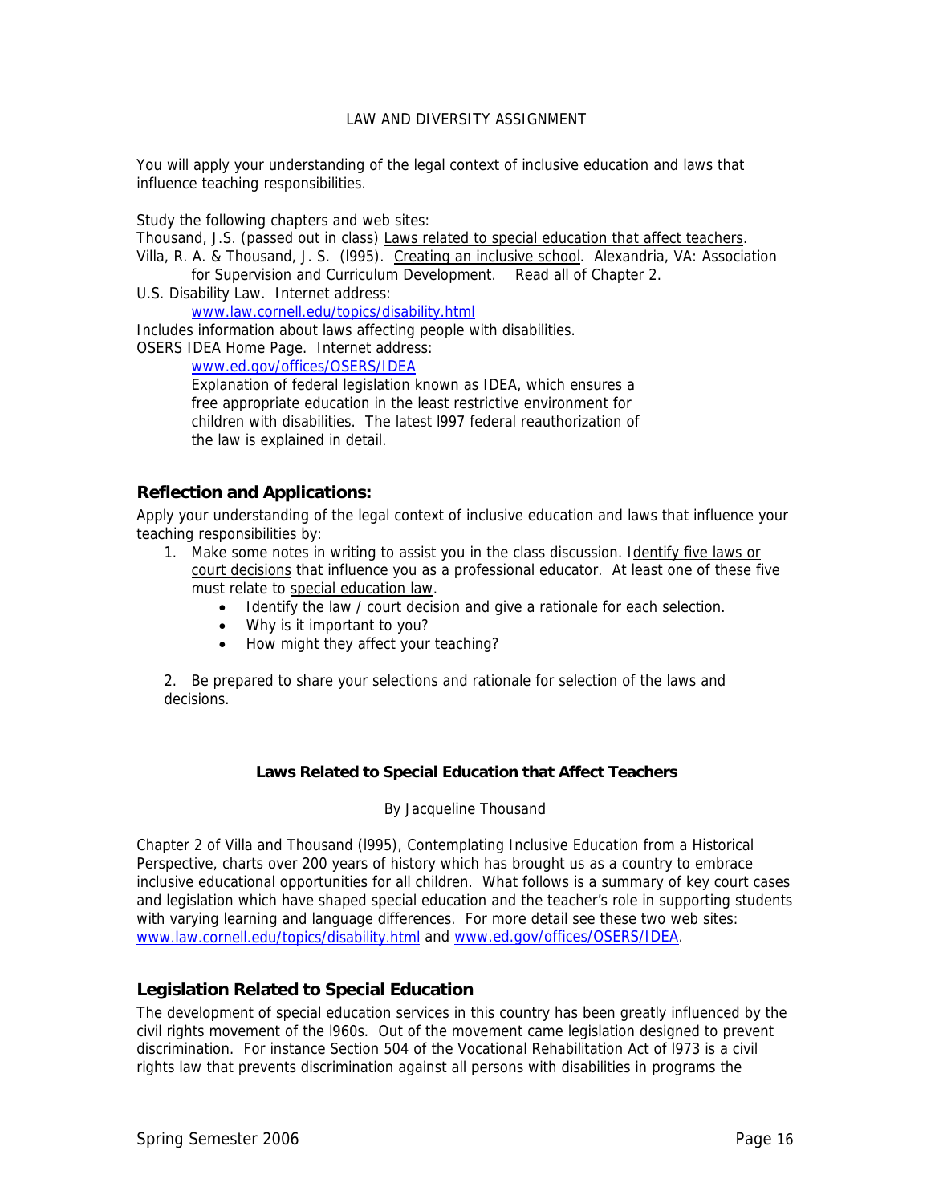LAW AND DIVERSITY ASSIGNMENT

You will apply your understanding of the legal context of inclusive education and laws that influence teaching responsibilities.

Study the following chapters and web sites:

Thousand, J.S. (passed out in class) Laws related to special education that affect teachers.

Villa, R. A. & Thousand, J. S. (l995). Creating an inclusive school. Alexandria, VA: Association for Supervision and Curriculum Development. Read all of Chapter 2.

U.S. Disability Law. Internet address:
www.law.cornell.edu/topics/disability.html

Includes information about laws affecting people with disabilities.

OSERS IDEA Home Page. Internet address:
www.ed.gov/offices/OSERS/IDEA

Explanation of federal legislation known as IDEA, which ensures a free appropriate education in the least restrictive environment for children with disabilities. The latest l997 federal reauthorization of the law is explained in detail.

### Reflection and Applications:

Apply your understanding of the legal context of inclusive education and laws that influence your teaching responsibilities by:

1. Make some notes in writing to assist you in the class discussion. Identify five laws or court decisions that influence you as a professional educator. At least one of these five must relate to special education law.
    - Identify the law / court decision and give a rationale for each selection.
    - Why is it important to you?
    - How might they affect your teaching?

2. Be prepared to share your selections and rationale for selection of the laws and decisions.

**Laws Related to Special Education that Affect Teachers**

By Jacqueline Thousand

Chapter 2 of Villa and Thousand (l995), Contemplating Inclusive Education from a Historical Perspective, charts over 200 years of history which has brought us as a country to embrace inclusive educational opportunities for all children. What follows is a summary of key court cases and legislation which have shaped special education and the teacher's role in supporting students with varying learning and language differences. For more detail see these two web sites: www.law.cornell.edu/topics/disability.html and www.ed.gov/offices/OSERS/IDEA.

### Legislation Related to Special Education

The development of special education services in this country has been greatly influenced by the civil rights movement of the l960s. Out of the movement came legislation designed to prevent discrimination. For instance Section 504 of the Vocational Rehabilitation Act of l973 is a civil rights law that prevents discrimination against all persons with disabilities in programs the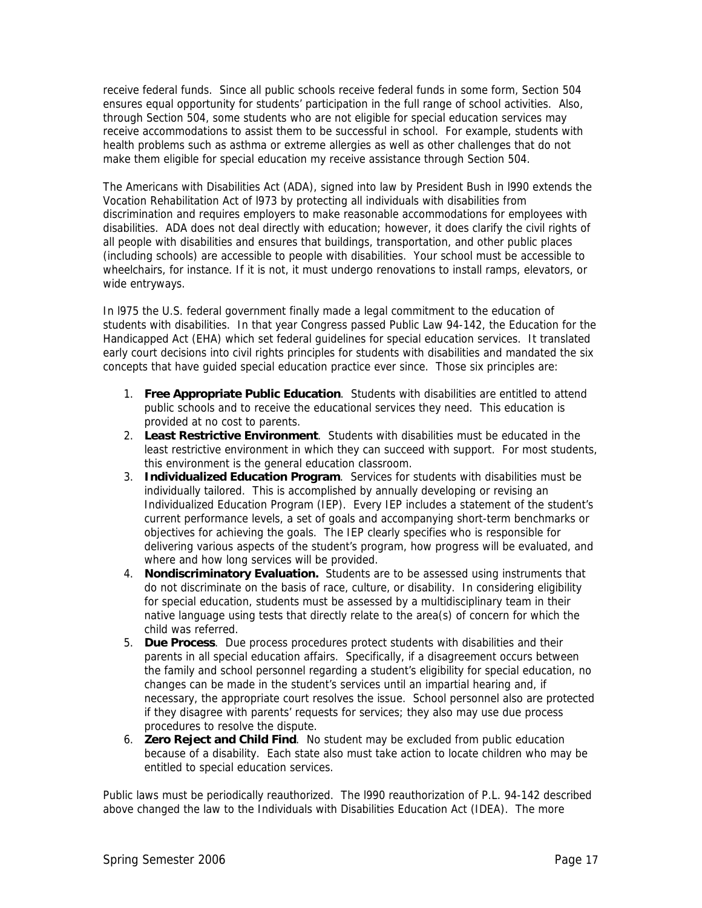receive federal funds. Since all public schools receive federal funds in some form, Section 504 ensures equal opportunity for students' participation in the full range of school activities. Also, through Section 504, some students who are not eligible for special education services may receive accommodations to assist them to be successful in school. For example, students with health problems such as asthma or extreme allergies as well as other challenges that do not make them eligible for special education my receive assistance through Section 504.

The Americans with Disabilities Act (ADA), signed into law by President Bush in l990 extends the Vocation Rehabilitation Act of l973 by protecting all individuals with disabilities from discrimination and requires employers to make reasonable accommodations for employees with disabilities. ADA does not deal directly with education; however, it does clarify the civil rights of all people with disabilities and ensures that buildings, transportation, and other public places (including schools) are accessible to people with disabilities. Your school must be accessible to wheelchairs, for instance. If it is not, it must undergo renovations to install ramps, elevators, or wide entryways.

In l975 the U.S. federal government finally made a legal commitment to the education of students with disabilities. In that year Congress passed Public Law 94-142, the Education for the Handicapped Act (EHA) which set federal guidelines for special education services. It translated early court decisions into civil rights principles for students with disabilities and mandated the six concepts that have guided special education practice ever since. Those six principles are:

1. **Free Appropriate Public Education**. Students with disabilities are entitled to attend public schools and to receive the educational services they need. This education is provided at no cost to parents.
2. **Least Restrictive Environment**. Students with disabilities must be educated in the least restrictive environment in which they can succeed with support. For most students, this environment is the general education classroom.
3. **Individualized Education Program**. Services for students with disabilities must be individually tailored. This is accomplished by annually developing or revising an Individualized Education Program (IEP). Every IEP includes a statement of the student's current performance levels, a set of goals and accompanying short-term benchmarks or objectives for achieving the goals. The IEP clearly specifies who is responsible for delivering various aspects of the student's program, how progress will be evaluated, and where and how long services will be provided.
4. **Nondiscriminatory Evaluation.** Students are to be assessed using instruments that do not discriminate on the basis of race, culture, or disability. In considering eligibility for special education, students must be assessed by a multidisciplinary team in their native language using tests that directly relate to the area(s) of concern for which the child was referred.
5. **Due Process**. Due process procedures protect students with disabilities and their parents in all special education affairs. Specifically, if a disagreement occurs between the family and school personnel regarding a student's eligibility for special education, no changes can be made in the student's services until an impartial hearing and, if necessary, the appropriate court resolves the issue. School personnel also are protected if they disagree with parents' requests for services; they also may use due process procedures to resolve the dispute.
6. **Zero Reject and Child Find**. No student may be excluded from public education because of a disability. Each state also must take action to locate children who may be entitled to special education services.

Public laws must be periodically reauthorized. The l990 reauthorization of P.L. 94-142 described above changed the law to the Individuals with Disabilities Education Act (IDEA). The more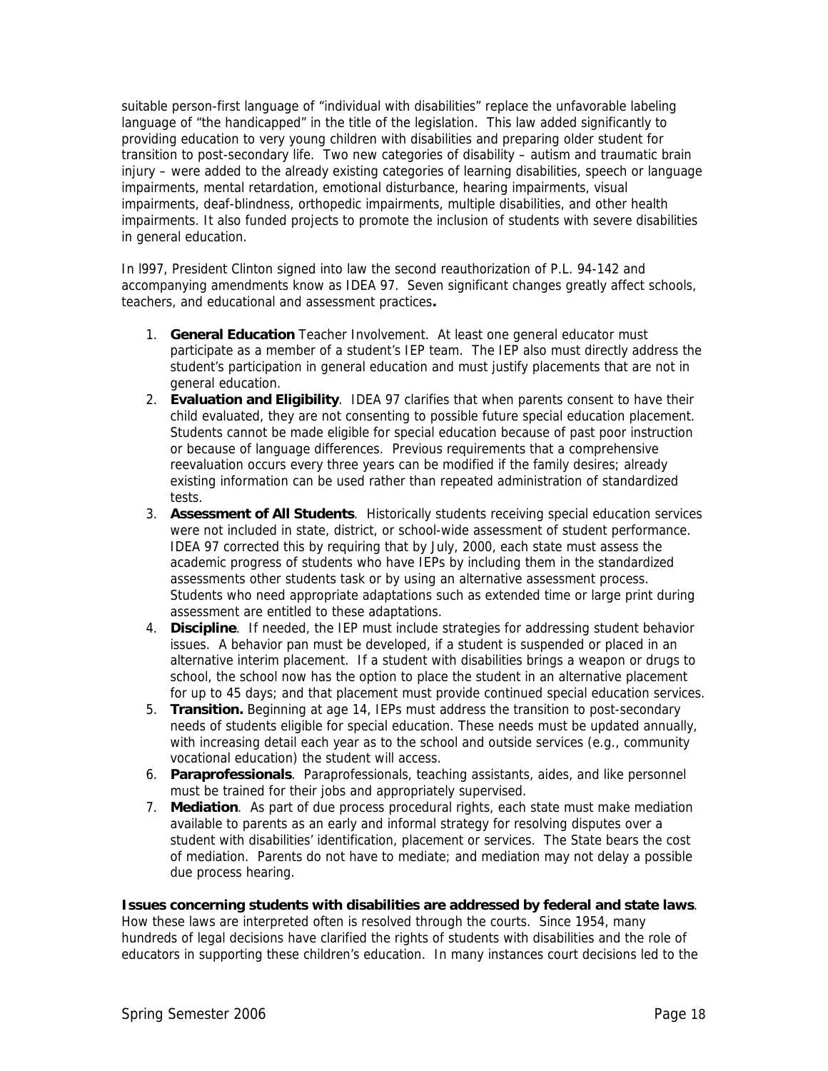suitable person-first language of "individual with disabilities" replace the unfavorable labeling language of "the handicapped" in the title of the legislation. This law added significantly to providing education to very young children with disabilities and preparing older student for transition to post-secondary life. Two new categories of disability – autism and traumatic brain injury – were added to the already existing categories of learning disabilities, speech or language impairments, mental retardation, emotional disturbance, hearing impairments, visual impairments, deaf-blindness, orthopedic impairments, multiple disabilities, and other health impairments. It also funded projects to promote the inclusion of students with severe disabilities in general education.

In l997, President Clinton signed into law the second reauthorization of P.L. 94-142 and accompanying amendments know as IDEA 97. Seven significant changes greatly affect schools, teachers, and educational and assessment practices**.**

1. **General Education** Teacher Involvement. At least one general educator must participate as a member of a student's IEP team. The IEP also must directly address the student's participation in general education and must justify placements that are not in general education.
2. **Evaluation and Eligibility**. IDEA 97 clarifies that when parents consent to have their child evaluated, they are not consenting to possible future special education placement. Students cannot be made eligible for special education because of past poor instruction or because of language differences. Previous requirements that a comprehensive reevaluation occurs every three years can be modified if the family desires; already existing information can be used rather than repeated administration of standardized tests.
3. **Assessment of All Students**. Historically students receiving special education services were not included in state, district, or school-wide assessment of student performance. IDEA 97 corrected this by requiring that by July, 2000, each state must assess the academic progress of students who have IEPs by including them in the standardized assessments other students task or by using an alternative assessment process. Students who need appropriate adaptations such as extended time or large print during assessment are entitled to these adaptations.
4. **Discipline**. If needed, the IEP must include strategies for addressing student behavior issues. A behavior pan must be developed, if a student is suspended or placed in an alternative interim placement. If a student with disabilities brings a weapon or drugs to school, the school now has the option to place the student in an alternative placement for up to 45 days; and that placement must provide continued special education services.
5. **Transition.** Beginning at age 14, IEPs must address the transition to post-secondary needs of students eligible for special education. These needs must be updated annually, with increasing detail each year as to the school and outside services (e.g., community vocational education) the student will access.
6. **Paraprofessionals**. Paraprofessionals, teaching assistants, aides, and like personnel must be trained for their jobs and appropriately supervised.
7. **Mediation**. As part of due process procedural rights, each state must make mediation available to parents as an early and informal strategy for resolving disputes over a student with disabilities' identification, placement or services. The State bears the cost of mediation. Parents do not have to mediate; and mediation may not delay a possible due process hearing.

**Issues concerning students with disabilities are addressed by federal and state laws**. How these laws are interpreted often is resolved through the courts. Since 1954, many hundreds of legal decisions have clarified the rights of students with disabilities and the role of educators in supporting these children's education. In many instances court decisions led to the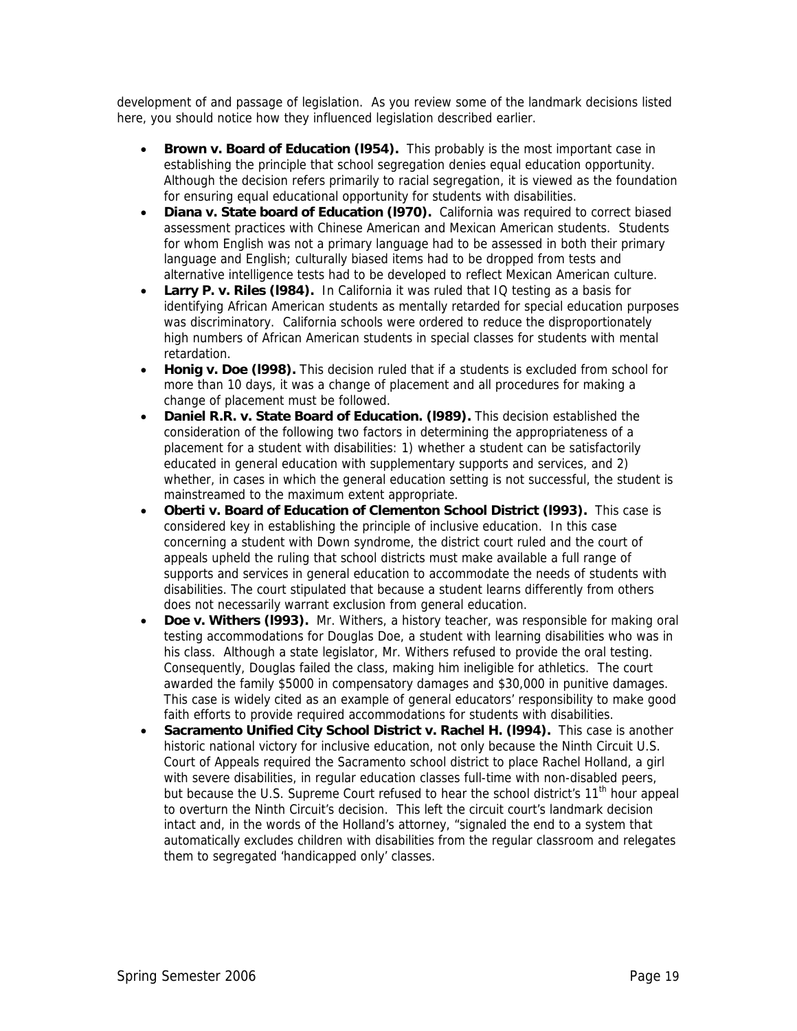development of and passage of legislation. As you review some of the landmark decisions listed here, you should notice how they influenced legislation described earlier.

- **Brown v. Board of Education (l954).** This probably is the most important case in establishing the principle that school segregation denies equal education opportunity. Although the decision refers primarily to racial segregation, it is viewed as the foundation for ensuring equal educational opportunity for students with disabilities.
- **Diana v. State board of Education (l970).** California was required to correct biased assessment practices with Chinese American and Mexican American students. Students for whom English was not a primary language had to be assessed in both their primary language and English; culturally biased items had to be dropped from tests and alternative intelligence tests had to be developed to reflect Mexican American culture.
- **Larry P. v. Riles (l984).** In California it was ruled that IQ testing as a basis for identifying African American students as mentally retarded for special education purposes was discriminatory. California schools were ordered to reduce the disproportionately high numbers of African American students in special classes for students with mental retardation.
- **Honig v. Doe (l998).** This decision ruled that if a students is excluded from school for more than 10 days, it was a change of placement and all procedures for making a change of placement must be followed.
- **Daniel R.R. v. State Board of Education. (l989).** This decision established the consideration of the following two factors in determining the appropriateness of a placement for a student with disabilities: 1) whether a student can be satisfactorily educated in general education with supplementary supports and services, and 2) whether, in cases in which the general education setting is not successful, the student is mainstreamed to the maximum extent appropriate.
- **Oberti v. Board of Education of Clementon School District (l993).** This case is considered key in establishing the principle of inclusive education. In this case concerning a student with Down syndrome, the district court ruled and the court of appeals upheld the ruling that school districts must make available a full range of supports and services in general education to accommodate the needs of students with disabilities. The court stipulated that because a student learns differently from others does not necessarily warrant exclusion from general education.
- **Doe v. Withers (l993).** Mr. Withers, a history teacher, was responsible for making oral testing accommodations for Douglas Doe, a student with learning disabilities who was in his class. Although a state legislator, Mr. Withers refused to provide the oral testing. Consequently, Douglas failed the class, making him ineligible for athletics. The court awarded the family $5000 in compensatory damages and $30,000 in punitive damages. This case is widely cited as an example of general educators' responsibility to make good faith efforts to provide required accommodations for students with disabilities.
- **Sacramento Unified City School District v. Rachel H. (l994).** This case is another historic national victory for inclusive education, not only because the Ninth Circuit U.S. Court of Appeals required the Sacramento school district to place Rachel Holland, a girl with severe disabilities, in regular education classes full-time with non-disabled peers, but because the U.S. Supreme Court refused to hear the school district's 11th hour appeal to overturn the Ninth Circuit's decision. This left the circuit court's landmark decision intact and, in the words of the Holland's attorney, "signaled the end to a system that automatically excludes children with disabilities from the regular classroom and relegates them to segregated 'handicapped only' classes.